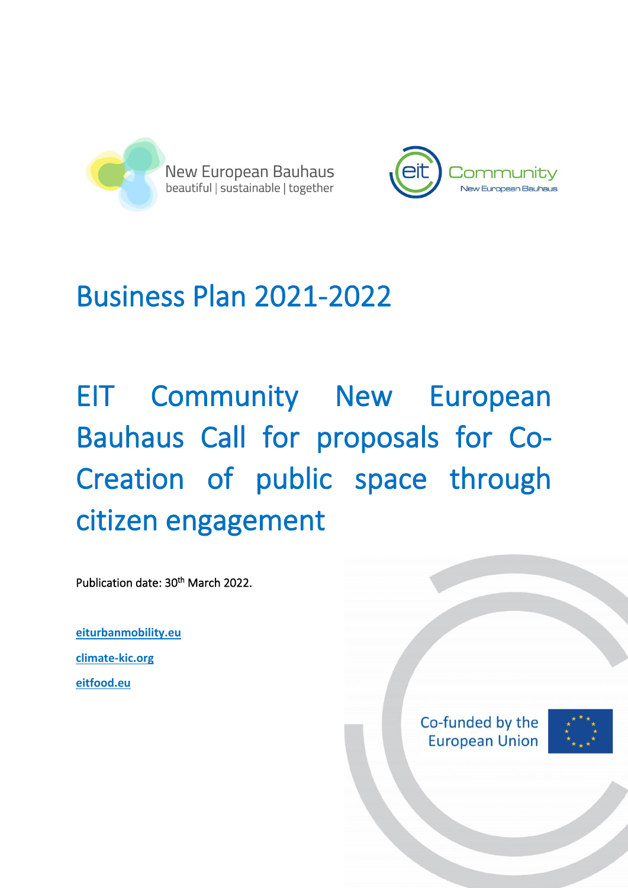New European Bauhaus
beautiful | sustainable | together

EIT Community New European Bauhaus

# Business Plan 2021-2022

# EIT Community New European Bauhaus Call for proposals for Co-Creation of public space through citizen engagement

Publication date: 30th March 2022.

[eiturbanmobility.eu](eiturbanmobility.eu)

[climate-kic.org](climate-kic.org)

[eitfood.eu](eitfood.eu)

Co-funded by the European Union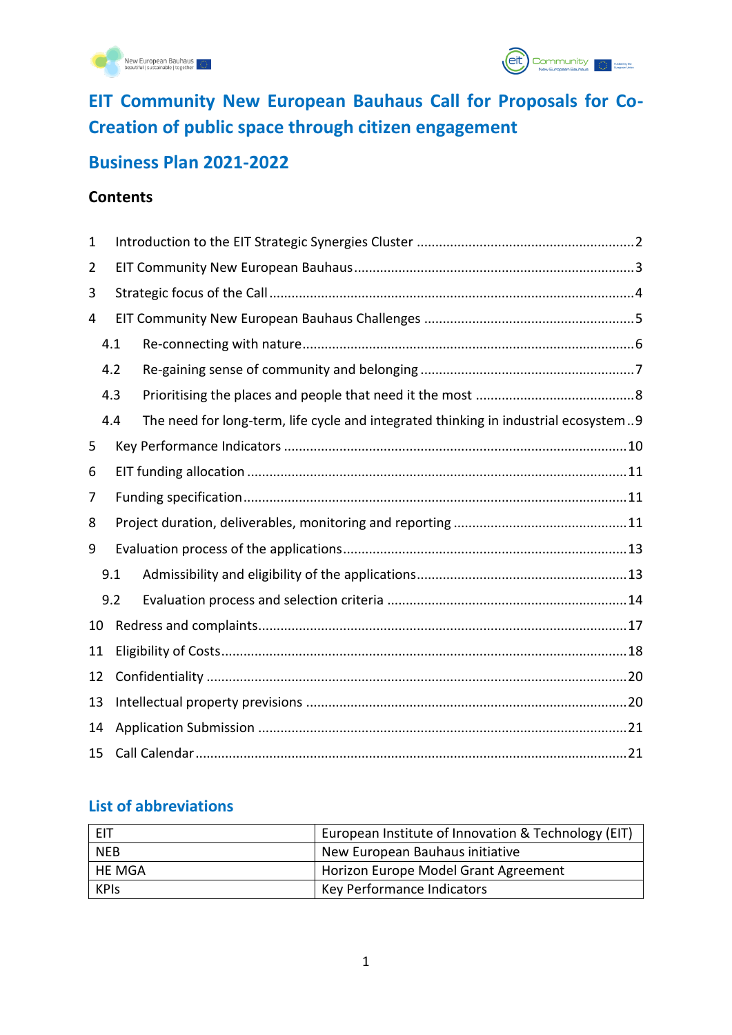# EIT Community New European Bauhaus Call for Proposals for Co-Creation of public space through citizen engagement

## Business Plan 2021-2022

### Contents

1 Introduction to the EIT Strategic Synergies Cluster ....... 2
2 EIT Community New European Bauhaus ....... 3
3 Strategic focus of the Call ....... 4
4 EIT Community New European Bauhaus Challenges ....... 5
  4.1 Re-connecting with nature ....... 6
  4.2 Re-gaining sense of community and belonging ....... 7
  4.3 Prioritising the places and people that need it the most ....... 8
  4.4 The need for long-term, life cycle and integrated thinking in industrial ecosystem ....... 9
5 Key Performance Indicators ....... 10
6 EIT funding allocation ....... 11
7 Funding specification ....... 11
8 Project duration, deliverables, monitoring and reporting ....... 11
9 Evaluation process of the applications ....... 13
  9.1 Admissibility and eligibility of the applications ....... 13
  9.2 Evaluation process and selection criteria ....... 14
10 Redress and complaints ....... 17
11 Eligibility of Costs ....... 18
12 Confidentiality ....... 20
13 Intellectual property previsions ....... 20
14 Application Submission ....... 21
15 Call Calendar ....... 21

## List of abbreviations

| | |
|---|---|
| EIT | European Institute of Innovation & Technology (EIT) |
| NEB | New European Bauhaus initiative |
| HE MGA | Horizon Europe Model Grant Agreement |
| KPIs | Key Performance Indicators |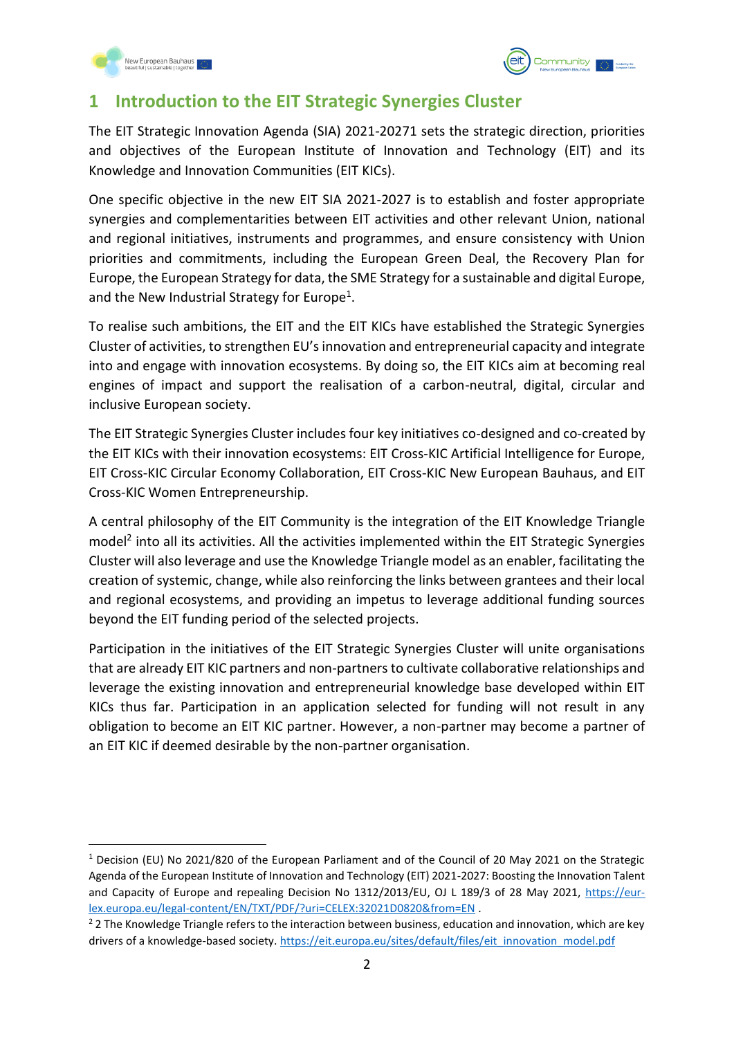# 1 Introduction to the EIT Strategic Synergies Cluster

The EIT Strategic Innovation Agenda (SIA) 2021-20271 sets the strategic direction, priorities and objectives of the European Institute of Innovation and Technology (EIT) and its Knowledge and Innovation Communities (EIT KICs).

One specific objective in the new EIT SIA 2021-2027 is to establish and foster appropriate synergies and complementarities between EIT activities and other relevant Union, national and regional initiatives, instruments and programmes, and ensure consistency with Union priorities and commitments, including the European Green Deal, the Recovery Plan for Europe, the European Strategy for data, the SME Strategy for a sustainable and digital Europe, and the New Industrial Strategy for Europe[1].

To realise such ambitions, the EIT and the EIT KICs have established the Strategic Synergies Cluster of activities, to strengthen EU's innovation and entrepreneurial capacity and integrate into and engage with innovation ecosystems. By doing so, the EIT KICs aim at becoming real engines of impact and support the realisation of a carbon-neutral, digital, circular and inclusive European society.

The EIT Strategic Synergies Cluster includes four key initiatives co-designed and co-created by the EIT KICs with their innovation ecosystems: EIT Cross-KIC Artificial Intelligence for Europe, EIT Cross-KIC Circular Economy Collaboration, EIT Cross-KIC New European Bauhaus, and EIT Cross-KIC Women Entrepreneurship.

A central philosophy of the EIT Community is the integration of the EIT Knowledge Triangle model[2] into all its activities. All the activities implemented within the EIT Strategic Synergies Cluster will also leverage and use the Knowledge Triangle model as an enabler, facilitating the creation of systemic, change, while also reinforcing the links between grantees and their local and regional ecosystems, and providing an impetus to leverage additional funding sources beyond the EIT funding period of the selected projects.

Participation in the initiatives of the EIT Strategic Synergies Cluster will unite organisations that are already EIT KIC partners and non-partners to cultivate collaborative relationships and leverage the existing innovation and entrepreneurial knowledge base developed within EIT KICs thus far. Participation in an application selected for funding will not result in any obligation to become an EIT KIC partner. However, a non-partner may become a partner of an EIT KIC if deemed desirable by the non-partner organisation.

---

[1] Decision (EU) No 2021/820 of the European Parliament and of the Council of 20 May 2021 on the Strategic Agenda of the European Institute of Innovation and Technology (EIT) 2021-2027: Boosting the Innovation Talent and Capacity of Europe and repealing Decision No 1312/2013/EU, OJ L 189/3 of 28 May 2021, https://eur-lex.europa.eu/legal-content/EN/TXT/PDF/?uri=CELEX:32021D0820&from=EN .

[2] 2 The Knowledge Triangle refers to the interaction between business, education and innovation, which are key drivers of a knowledge-based society. https://eit.europa.eu/sites/default/files/eit_innovation_model.pdf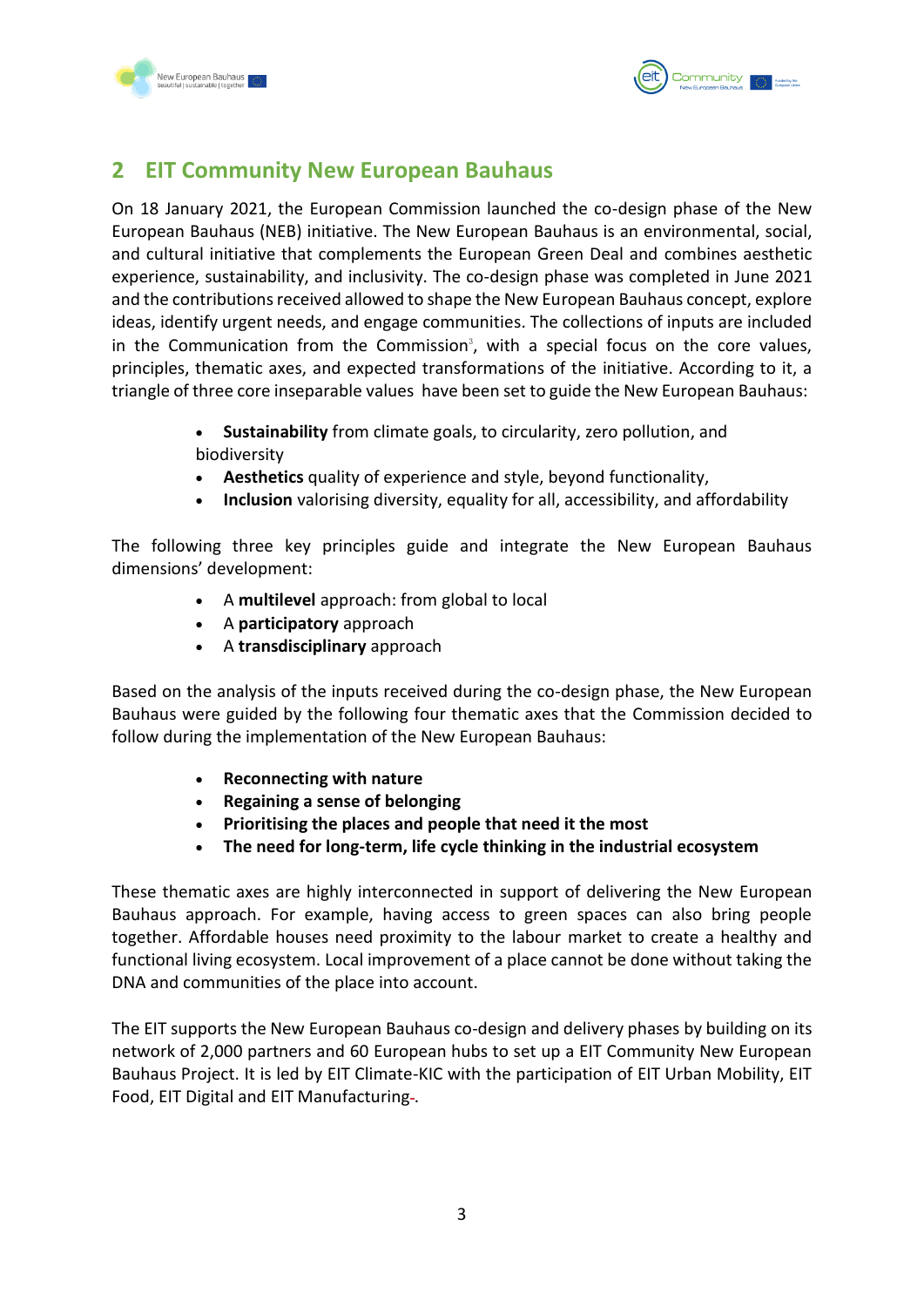## 2 EIT Community New European Bauhaus

On 18 January 2021, the European Commission launched the co-design phase of the New European Bauhaus (NEB) initiative. The New European Bauhaus is an environmental, social, and cultural initiative that complements the European Green Deal and combines aesthetic experience, sustainability, and inclusivity. The co-design phase was completed in June 2021 and the contributions received allowed to shape the New European Bauhaus concept, explore ideas, identify urgent needs, and engage communities. The collections of inputs are included in the Communication from the Commission[3], with a special focus on the core values, principles, thematic axes, and expected transformations of the initiative. According to it, a triangle of three core inseparable values have been set to guide the New European Bauhaus:

- **Sustainability** from climate goals, to circularity, zero pollution, and biodiversity
- **Aesthetics** quality of experience and style, beyond functionality,
- **Inclusion** valorising diversity, equality for all, accessibility, and affordability

The following three key principles guide and integrate the New European Bauhaus dimensions' development:

- A **multilevel** approach: from global to local
- A **participatory** approach
- A **transdisciplinary** approach

Based on the analysis of the inputs received during the co-design phase, the New European Bauhaus were guided by the following four thematic axes that the Commission decided to follow during the implementation of the New European Bauhaus:

- **Reconnecting with nature**
- **Regaining a sense of belonging**
- **Prioritising the places and people that need it the most**
- **The need for long-term, life cycle thinking in the industrial ecosystem**

These thematic axes are highly interconnected in support of delivering the New European Bauhaus approach. For example, having access to green spaces can also bring people together. Affordable houses need proximity to the labour market to create a healthy and functional living ecosystem. Local improvement of a place cannot be done without taking the DNA and communities of the place into account.

The EIT supports the New European Bauhaus co-design and delivery phases by building on its network of 2,000 partners and 60 European hubs to set up a EIT Community New European Bauhaus Project. It is led by EIT Climate-KIC with the participation of EIT Urban Mobility, EIT Food, EIT Digital and EIT Manufacturing.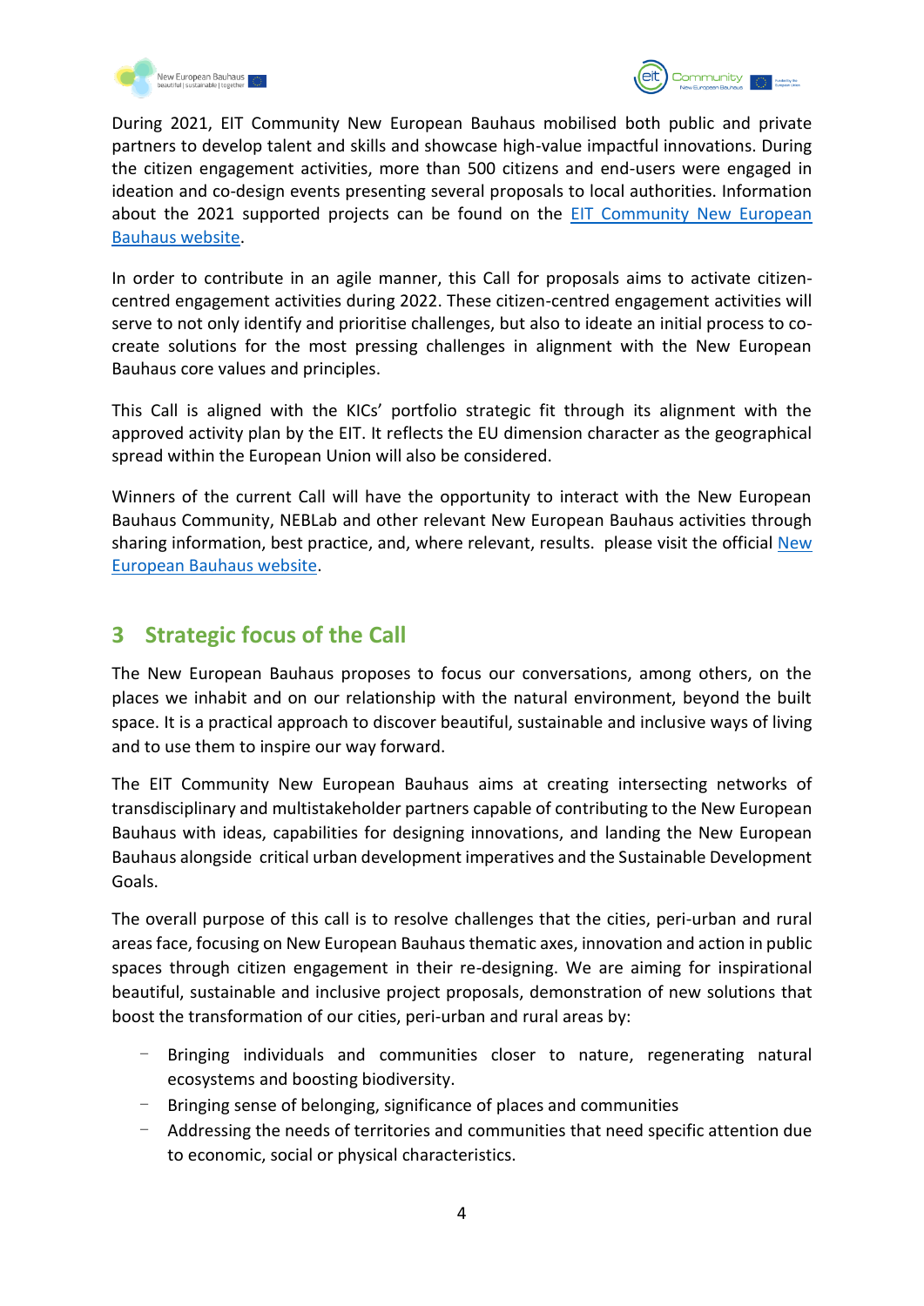During 2021, EIT Community New European Bauhaus mobilised both public and private partners to develop talent and skills and showcase high-value impactful innovations. During the citizen engagement activities, more than 500 citizens and end-users were engaged in ideation and co-design events presenting several proposals to local authorities. Information about the 2021 supported projects can be found on the EIT Community New European Bauhaus website.

In order to contribute in an agile manner, this Call for proposals aims to activate citizen-centred engagement activities during 2022. These citizen-centred engagement activities will serve to not only identify and prioritise challenges, but also to ideate an initial process to co-create solutions for the most pressing challenges in alignment with the New European Bauhaus core values and principles.

This Call is aligned with the KICs' portfolio strategic fit through its alignment with the approved activity plan by the EIT. It reflects the EU dimension character as the geographical spread within the European Union will also be considered.

Winners of the current Call will have the opportunity to interact with the New European Bauhaus Community, NEBLab and other relevant New European Bauhaus activities through sharing information, best practice, and, where relevant, results.  please visit the official New European Bauhaus website.

# 3 Strategic focus of the Call

The New European Bauhaus proposes to focus our conversations, among others, on the places we inhabit and on our relationship with the natural environment, beyond the built space. It is a practical approach to discover beautiful, sustainable and inclusive ways of living and to use them to inspire our way forward.

The EIT Community New European Bauhaus aims at creating intersecting networks of transdisciplinary and multistakeholder partners capable of contributing to the New European Bauhaus with ideas, capabilities for designing innovations, and landing the New European Bauhaus alongside critical urban development imperatives and the Sustainable Development Goals.

The overall purpose of this call is to resolve challenges that the cities, peri-urban and rural areas face, focusing on New European Bauhaus thematic axes, innovation and action in public spaces through citizen engagement in their re-designing. We are aiming for inspirational beautiful, sustainable and inclusive project proposals, demonstration of new solutions that boost the transformation of our cities, peri-urban and rural areas by:

- Bringing individuals and communities closer to nature, regenerating natural ecosystems and boosting biodiversity.
- Bringing sense of belonging, significance of places and communities
- Addressing the needs of territories and communities that need specific attention due to economic, social or physical characteristics.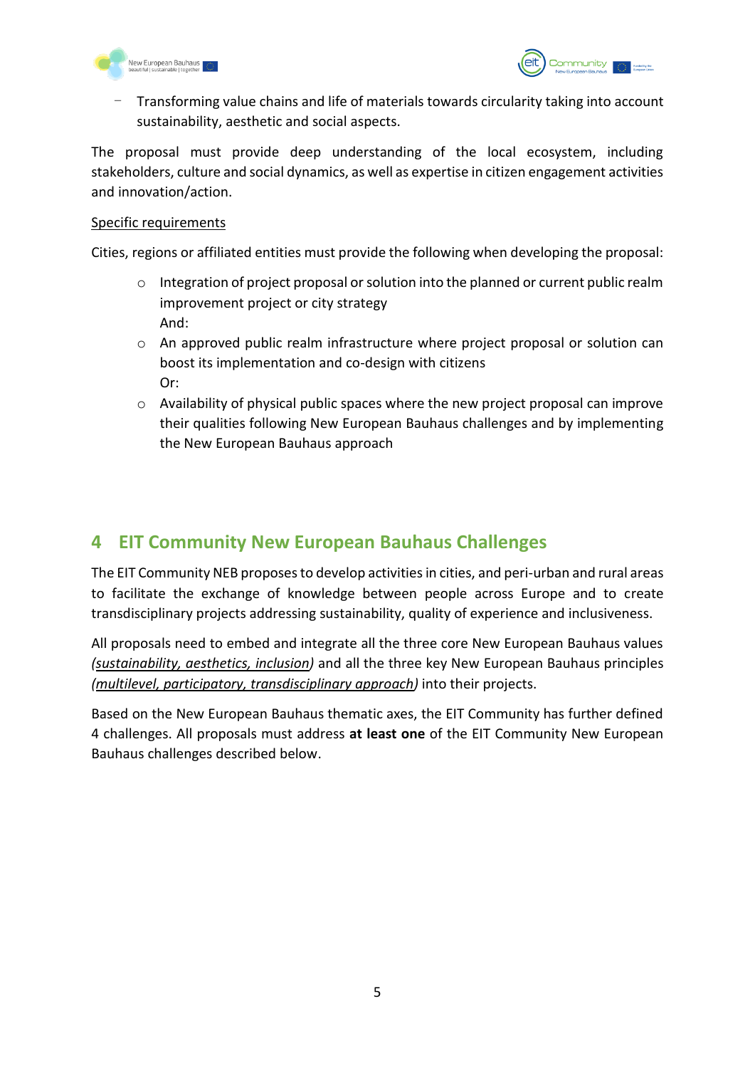- Transforming value chains and life of materials towards circularity taking into account sustainability, aesthetic and social aspects.

The proposal must provide deep understanding of the local ecosystem, including stakeholders, culture and social dynamics, as well as expertise in citizen engagement activities and innovation/action.

Specific requirements

Cities, regions or affiliated entities must provide the following when developing the proposal:

- Integration of project proposal or solution into the planned or current public realm improvement project or city strategy
  And:
- An approved public realm infrastructure where project proposal or solution can boost its implementation and co-design with citizens
  Or:
- Availability of physical public spaces where the new project proposal can improve their qualities following New European Bauhaus challenges and by implementing the New European Bauhaus approach

# 4 EIT Community New European Bauhaus Challenges

The EIT Community NEB proposes to develop activities in cities, and peri-urban and rural areas to facilitate the exchange of knowledge between people across Europe and to create transdisciplinary projects addressing sustainability, quality of experience and inclusiveness.

All proposals need to embed and integrate all the three core New European Bauhaus values *(sustainability, aesthetics, inclusion)* and all the three key New European Bauhaus principles *(multilevel, participatory, transdisciplinary approach)* into their projects.

Based on the New European Bauhaus thematic axes, the EIT Community has further defined 4 challenges. All proposals must address **at least one** of the EIT Community New European Bauhaus challenges described below.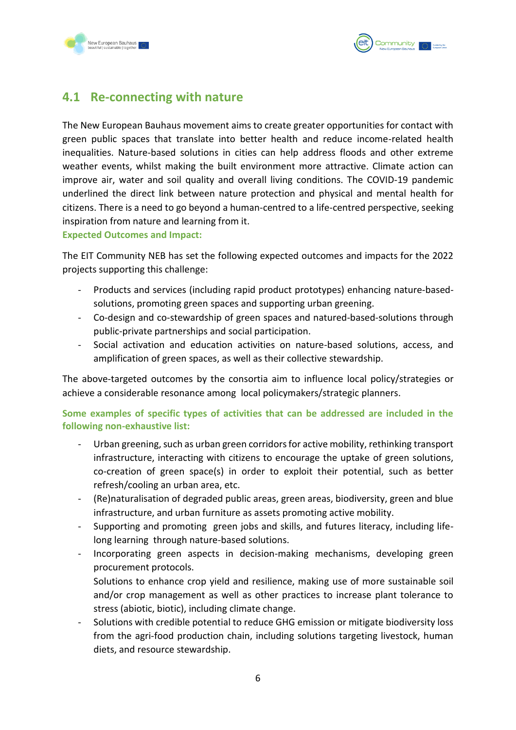## 4.1 Re-connecting with nature

The New European Bauhaus movement aims to create greater opportunities for contact with green public spaces that translate into better health and reduce income-related health inequalities. Nature-based solutions in cities can help address floods and other extreme weather events, whilst making the built environment more attractive. Climate action can improve air, water and soil quality and overall living conditions. The COVID-19 pandemic underlined the direct link between nature protection and physical and mental health for citizens. There is a need to go beyond a human-centred to a life-centred perspective, seeking inspiration from nature and learning from it.

**Expected Outcomes and Impact:**

The EIT Community NEB has set the following expected outcomes and impacts for the 2022 projects supporting this challenge:

- Products and services (including rapid product prototypes) enhancing nature-based-solutions, promoting green spaces and supporting urban greening.
- Co-design and co-stewardship of green spaces and natured-based-solutions through public-private partnerships and social participation.
- Social activation and education activities on nature-based solutions, access, and amplification of green spaces, as well as their collective stewardship.

The above-targeted outcomes by the consortia aim to influence local policy/strategies or achieve a considerable resonance among local policymakers/strategic planners.

**Some examples of specific types of activities that can be addressed are included in the following non-exhaustive list:**

- Urban greening, such as urban green corridors for active mobility, rethinking transport infrastructure, interacting with citizens to encourage the uptake of green solutions, co-creation of green space(s) in order to exploit their potential, such as better refresh/cooling an urban area, etc.
- (Re)naturalisation of degraded public areas, green areas, biodiversity, green and blue infrastructure, and urban furniture as assets promoting active mobility.
- Supporting and promoting green jobs and skills, and futures literacy, including life-long learning through nature-based solutions.
- Incorporating green aspects in decision-making mechanisms, developing green procurement protocols.

  Solutions to enhance crop yield and resilience, making use of more sustainable soil and/or crop management as well as other practices to increase plant tolerance to stress (abiotic, biotic), including climate change.
- Solutions with credible potential to reduce GHG emission or mitigate biodiversity loss from the agri-food production chain, including solutions targeting livestock, human diets, and resource stewardship.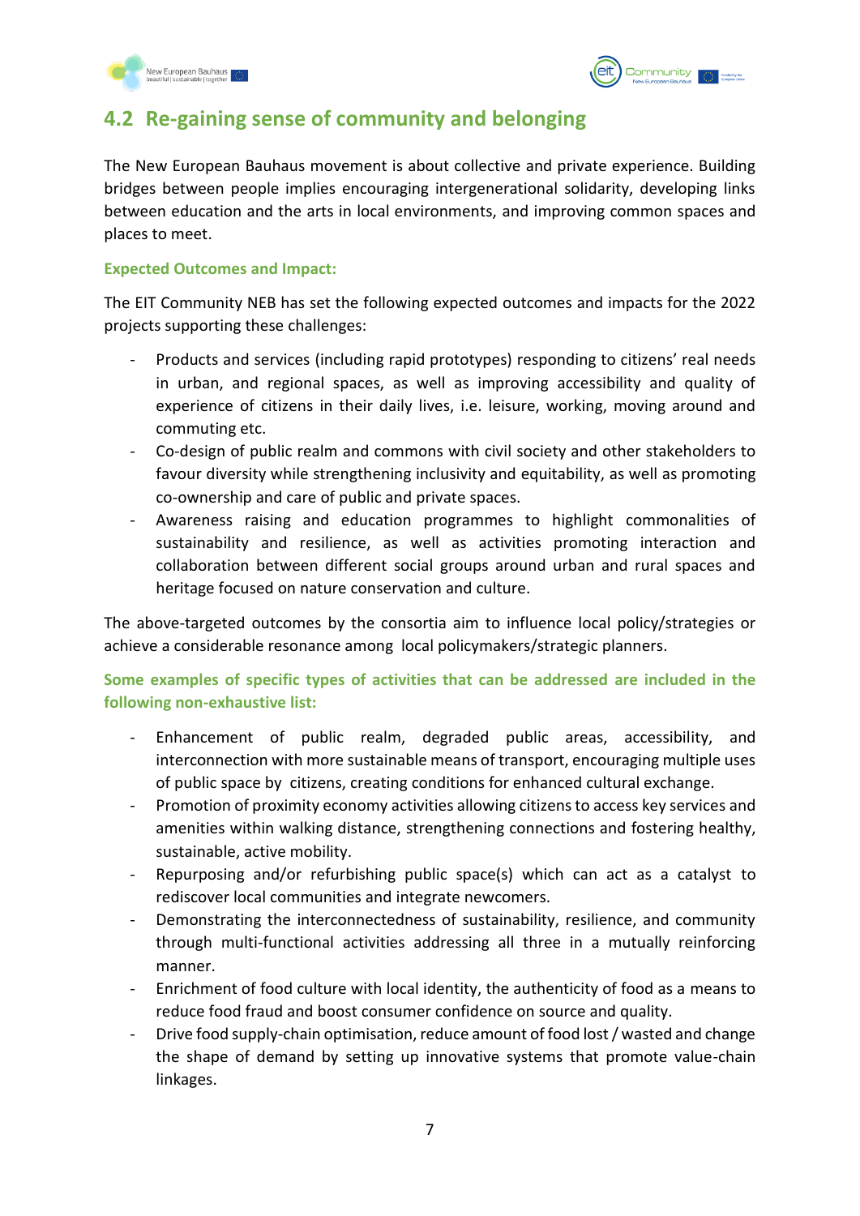## 4.2 Re-gaining sense of community and belonging

The New European Bauhaus movement is about collective and private experience. Building bridges between people implies encouraging intergenerational solidarity, developing links between education and the arts in local environments, and improving common spaces and places to meet.

**Expected Outcomes and Impact:**

The EIT Community NEB has set the following expected outcomes and impacts for the 2022 projects supporting these challenges:

- Products and services (including rapid prototypes) responding to citizens' real needs in urban, and regional spaces, as well as improving accessibility and quality of experience of citizens in their daily lives, i.e. leisure, working, moving around and commuting etc.
- Co-design of public realm and commons with civil society and other stakeholders to favour diversity while strengthening inclusivity and equitability, as well as promoting co-ownership and care of public and private spaces.
- Awareness raising and education programmes to highlight commonalities of sustainability and resilience, as well as activities promoting interaction and collaboration between different social groups around urban and rural spaces and heritage focused on nature conservation and culture.

The above-targeted outcomes by the consortia aim to influence local policy/strategies or achieve a considerable resonance among local policymakers/strategic planners.

**Some examples of specific types of activities that can be addressed are included in the following non-exhaustive list:**

- Enhancement of public realm, degraded public areas, accessibility, and interconnection with more sustainable means of transport, encouraging multiple uses of public space by citizens, creating conditions for enhanced cultural exchange.
- Promotion of proximity economy activities allowing citizens to access key services and amenities within walking distance, strengthening connections and fostering healthy, sustainable, active mobility.
- Repurposing and/or refurbishing public space(s) which can act as a catalyst to rediscover local communities and integrate newcomers.
- Demonstrating the interconnectedness of sustainability, resilience, and community through multi-functional activities addressing all three in a mutually reinforcing manner.
- Enrichment of food culture with local identity, the authenticity of food as a means to reduce food fraud and boost consumer confidence on source and quality.
- Drive food supply-chain optimisation, reduce amount of food lost / wasted and change the shape of demand by setting up innovative systems that promote value-chain linkages.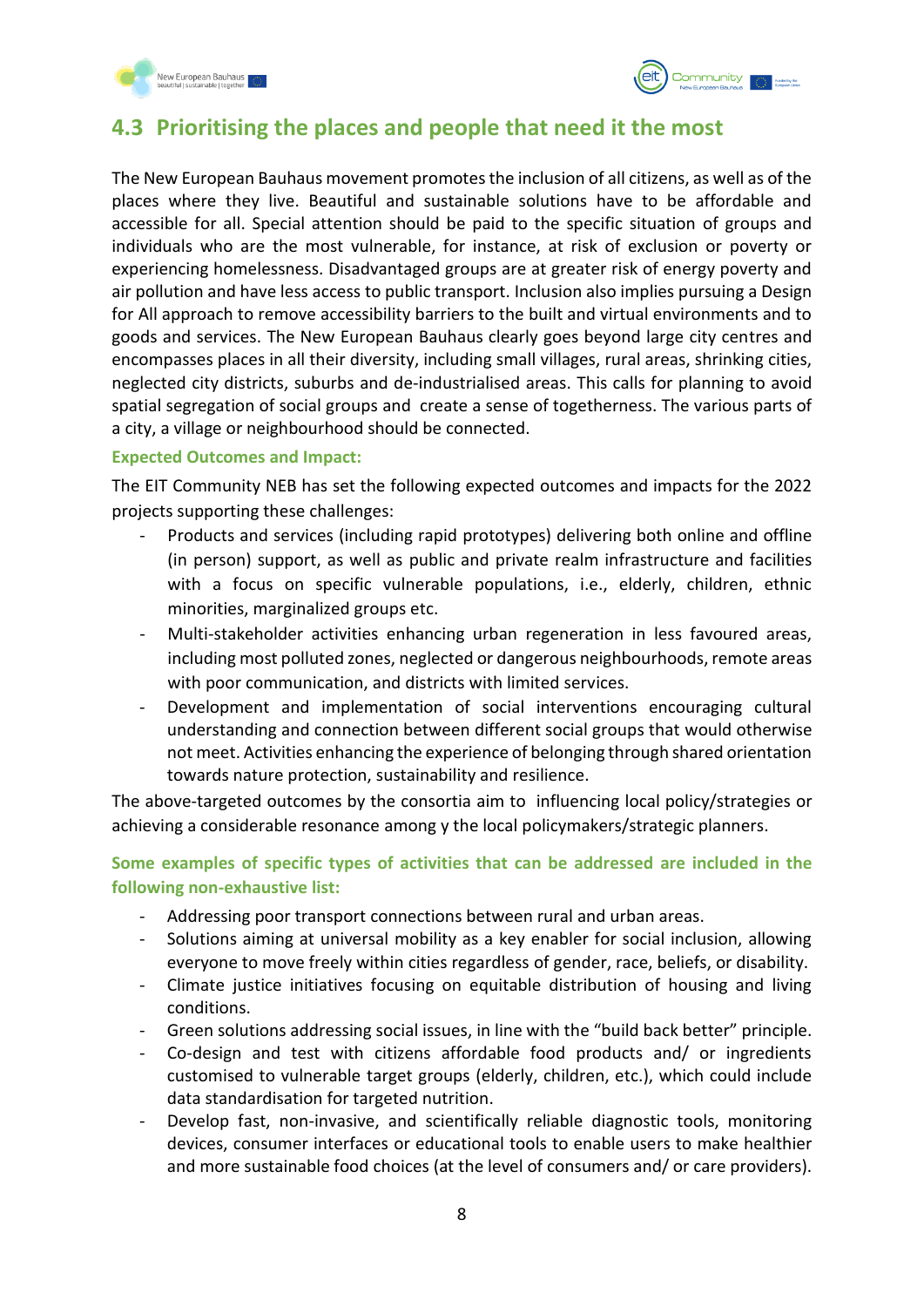## 4.3 Prioritising the places and people that need it the most

The New European Bauhaus movement promotes the inclusion of all citizens, as well as of the places where they live. Beautiful and sustainable solutions have to be affordable and accessible for all. Special attention should be paid to the specific situation of groups and individuals who are the most vulnerable, for instance, at risk of exclusion or poverty or experiencing homelessness. Disadvantaged groups are at greater risk of energy poverty and air pollution and have less access to public transport. Inclusion also implies pursuing a Design for All approach to remove accessibility barriers to the built and virtual environments and to goods and services. The New European Bauhaus clearly goes beyond large city centres and encompasses places in all their diversity, including small villages, rural areas, shrinking cities, neglected city districts, suburbs and de-industrialised areas. This calls for planning to avoid spatial segregation of social groups and create a sense of togetherness. The various parts of a city, a village or neighbourhood should be connected.

**Expected Outcomes and Impact:**

The EIT Community NEB has set the following expected outcomes and impacts for the 2022 projects supporting these challenges:

- Products and services (including rapid prototypes) delivering both online and offline (in person) support, as well as public and private realm infrastructure and facilities with a focus on specific vulnerable populations, i.e., elderly, children, ethnic minorities, marginalized groups etc.
- Multi-stakeholder activities enhancing urban regeneration in less favoured areas, including most polluted zones, neglected or dangerous neighbourhoods, remote areas with poor communication, and districts with limited services.
- Development and implementation of social interventions encouraging cultural understanding and connection between different social groups that would otherwise not meet. Activities enhancing the experience of belonging through shared orientation towards nature protection, sustainability and resilience.

The above-targeted outcomes by the consortia aim to influencing local policy/strategies or achieving a considerable resonance among y the local policymakers/strategic planners.

**Some examples of specific types of activities that can be addressed are included in the following non-exhaustive list:**

- Addressing poor transport connections between rural and urban areas.
- Solutions aiming at universal mobility as a key enabler for social inclusion, allowing everyone to move freely within cities regardless of gender, race, beliefs, or disability.
- Climate justice initiatives focusing on equitable distribution of housing and living conditions.
- Green solutions addressing social issues, in line with the "build back better" principle.
- Co-design and test with citizens affordable food products and/ or ingredients customised to vulnerable target groups (elderly, children, etc.), which could include data standardisation for targeted nutrition.
- Develop fast, non-invasive, and scientifically reliable diagnostic tools, monitoring devices, consumer interfaces or educational tools to enable users to make healthier and more sustainable food choices (at the level of consumers and/ or care providers).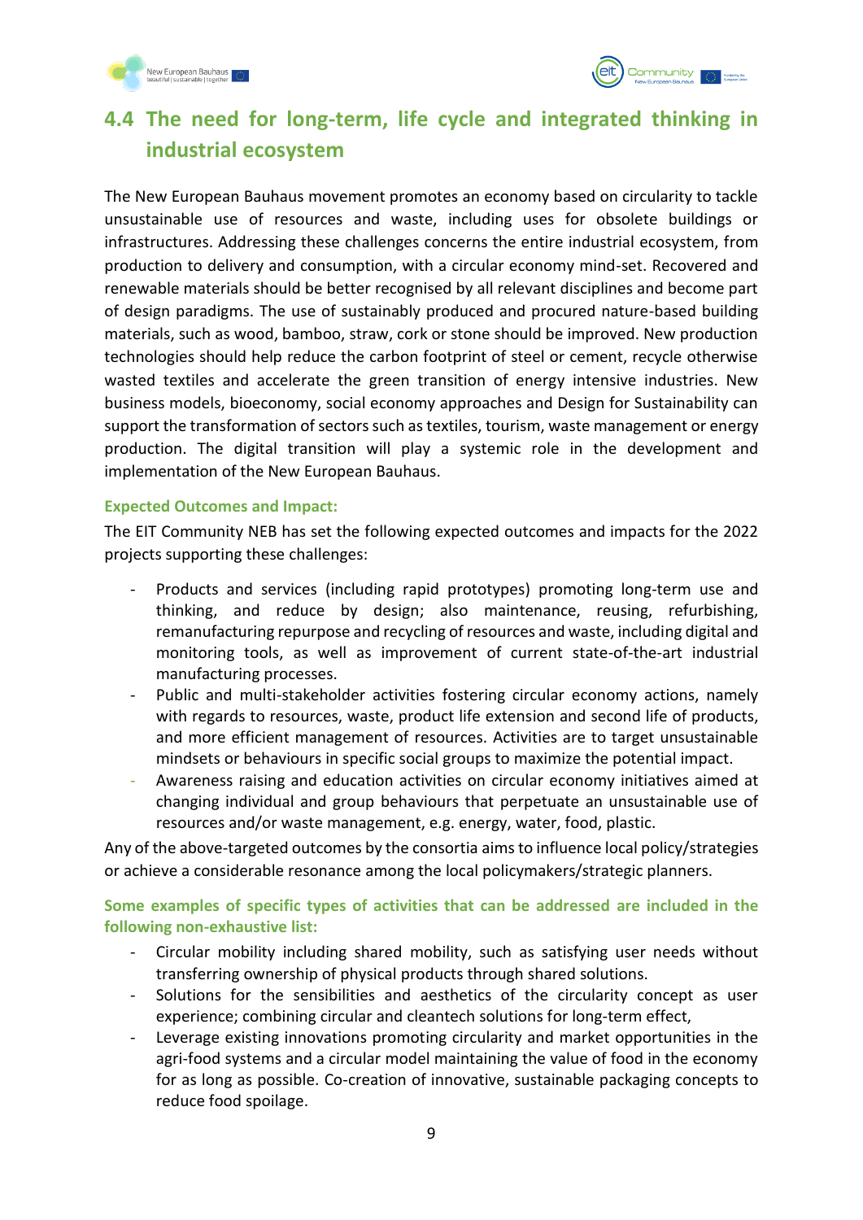## 4.4 The need for long-term, life cycle and integrated thinking in industrial ecosystem

The New European Bauhaus movement promotes an economy based on circularity to tackle unsustainable use of resources and waste, including uses for obsolete buildings or infrastructures. Addressing these challenges concerns the entire industrial ecosystem, from production to delivery and consumption, with a circular economy mind-set. Recovered and renewable materials should be better recognised by all relevant disciplines and become part of design paradigms. The use of sustainably produced and procured nature-based building materials, such as wood, bamboo, straw, cork or stone should be improved. New production technologies should help reduce the carbon footprint of steel or cement, recycle otherwise wasted textiles and accelerate the green transition of energy intensive industries. New business models, bioeconomy, social economy approaches and Design for Sustainability can support the transformation of sectors such as textiles, tourism, waste management or energy production. The digital transition will play a systemic role in the development and implementation of the New European Bauhaus.

**Expected Outcomes and Impact:**

The EIT Community NEB has set the following expected outcomes and impacts for the 2022 projects supporting these challenges:

- Products and services (including rapid prototypes) promoting long-term use and thinking, and reduce by design; also maintenance, reusing, refurbishing, remanufacturing repurpose and recycling of resources and waste, including digital and monitoring tools, as well as improvement of current state-of-the-art industrial manufacturing processes.
- Public and multi-stakeholder activities fostering circular economy actions, namely with regards to resources, waste, product life extension and second life of products, and more efficient management of resources. Activities are to target unsustainable mindsets or behaviours in specific social groups to maximize the potential impact.
- Awareness raising and education activities on circular economy initiatives aimed at changing individual and group behaviours that perpetuate an unsustainable use of resources and/or waste management, e.g. energy, water, food, plastic.

Any of the above-targeted outcomes by the consortia aims to influence local policy/strategies or achieve a considerable resonance among the local policymakers/strategic planners.

**Some examples of specific types of activities that can be addressed are included in the following non-exhaustive list:**

- Circular mobility including shared mobility, such as satisfying user needs without transferring ownership of physical products through shared solutions.
- Solutions for the sensibilities and aesthetics of the circularity concept as user experience; combining circular and cleantech solutions for long-term effect,
- Leverage existing innovations promoting circularity and market opportunities in the agri-food systems and a circular model maintaining the value of food in the economy for as long as possible. Co-creation of innovative, sustainable packaging concepts to reduce food spoilage.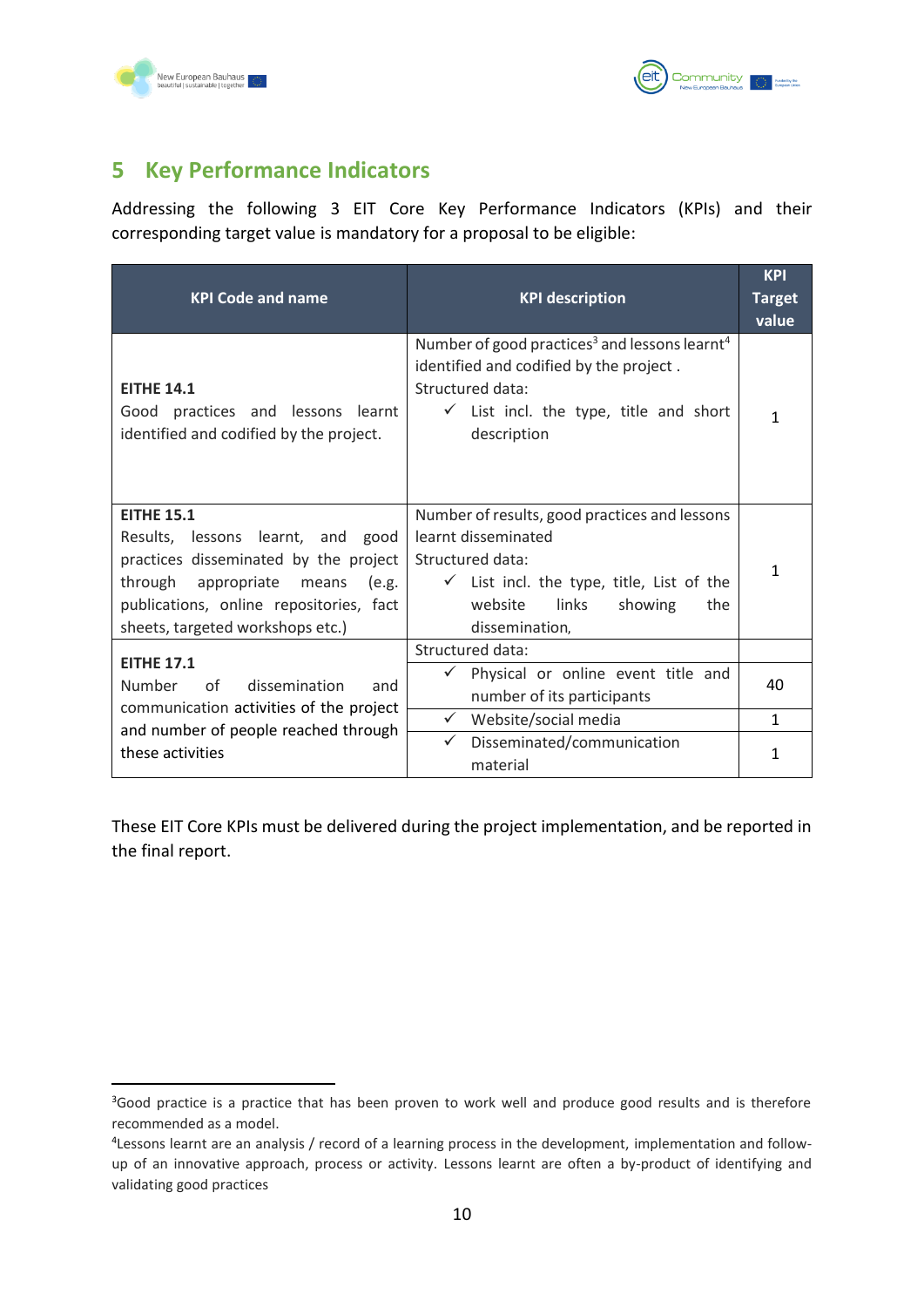## 5 Key Performance Indicators

Addressing the following 3 EIT Core Key Performance Indicators (KPIs) and their corresponding target value is mandatory for a proposal to be eligible:

| KPI Code and name | KPI description | KPI Target value |
|---|---|---|
| **EITHE 14.1**<br>Good practices and lessons learnt identified and codified by the project. | Number of good practices[3] and lessons learnt[4] identified and codified by the project .<br>Structured data:<br>✓ List incl. the type, title and short description | 1 |
| **EITHE 15.1**<br>Results, lessons learnt, and good practices disseminated by the project through appropriate means (e.g. publications, online repositories, fact sheets, targeted workshops etc.) | Number of results, good practices and lessons learnt disseminated<br>Structured data:<br>✓ List incl. the type, title, List of the website links showing the dissemination, | 1 |
| **EITHE 17.1**<br>Number of dissemination and communication activities of the project and number of people reached through these activities | Structured data: | |
| | ✓ Physical or online event title and number of its participants | 40 |
| | ✓ Website/social media | 1 |
| | ✓ Disseminated/communication material | 1 |

These EIT Core KPIs must be delivered during the project implementation, and be reported in the final report.

[3]Good practice is a practice that has been proven to work well and produce good results and is therefore recommended as a model.

[4]Lessons learnt are an analysis / record of a learning process in the development, implementation and follow-up of an innovative approach, process or activity. Lessons learnt are often a by-product of identifying and validating good practices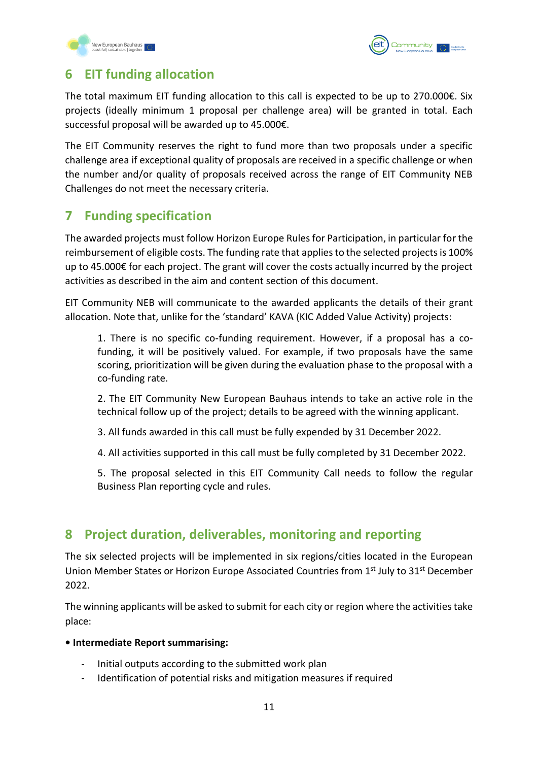# 6 EIT funding allocation

The total maximum EIT funding allocation to this call is expected to be up to 270.000€. Six projects (ideally minimum 1 proposal per challenge area) will be granted in total. Each successful proposal will be awarded up to 45.000€.

The EIT Community reserves the right to fund more than two proposals under a specific challenge area if exceptional quality of proposals are received in a specific challenge or when the number and/or quality of proposals received across the range of EIT Community NEB Challenges do not meet the necessary criteria.

# 7 Funding specification

The awarded projects must follow Horizon Europe Rules for Participation, in particular for the reimbursement of eligible costs. The funding rate that applies to the selected projects is 100% up to 45.000€ for each project. The grant will cover the costs actually incurred by the project activities as described in the aim and content section of this document.

EIT Community NEB will communicate to the awarded applicants the details of their grant allocation. Note that, unlike for the 'standard' KAVA (KIC Added Value Activity) projects:

1. There is no specific co-funding requirement. However, if a proposal has a co-funding, it will be positively valued. For example, if two proposals have the same scoring, prioritization will be given during the evaluation phase to the proposal with a co-funding rate.
2. The EIT Community New European Bauhaus intends to take an active role in the technical follow up of the project; details to be agreed with the winning applicant.
3. All funds awarded in this call must be fully expended by 31 December 2022.
4. All activities supported in this call must be fully completed by 31 December 2022.
5. The proposal selected in this EIT Community Call needs to follow the regular Business Plan reporting cycle and rules.

# 8 Project duration, deliverables, monitoring and reporting

The six selected projects will be implemented in six regions/cities located in the European Union Member States or Horizon Europe Associated Countries from 1st July to 31st December 2022.

The winning applicants will be asked to submit for each city or region where the activities take place:

- **Intermediate Report summarising:**
  - Initial outputs according to the submitted work plan
  - Identification of potential risks and mitigation measures if required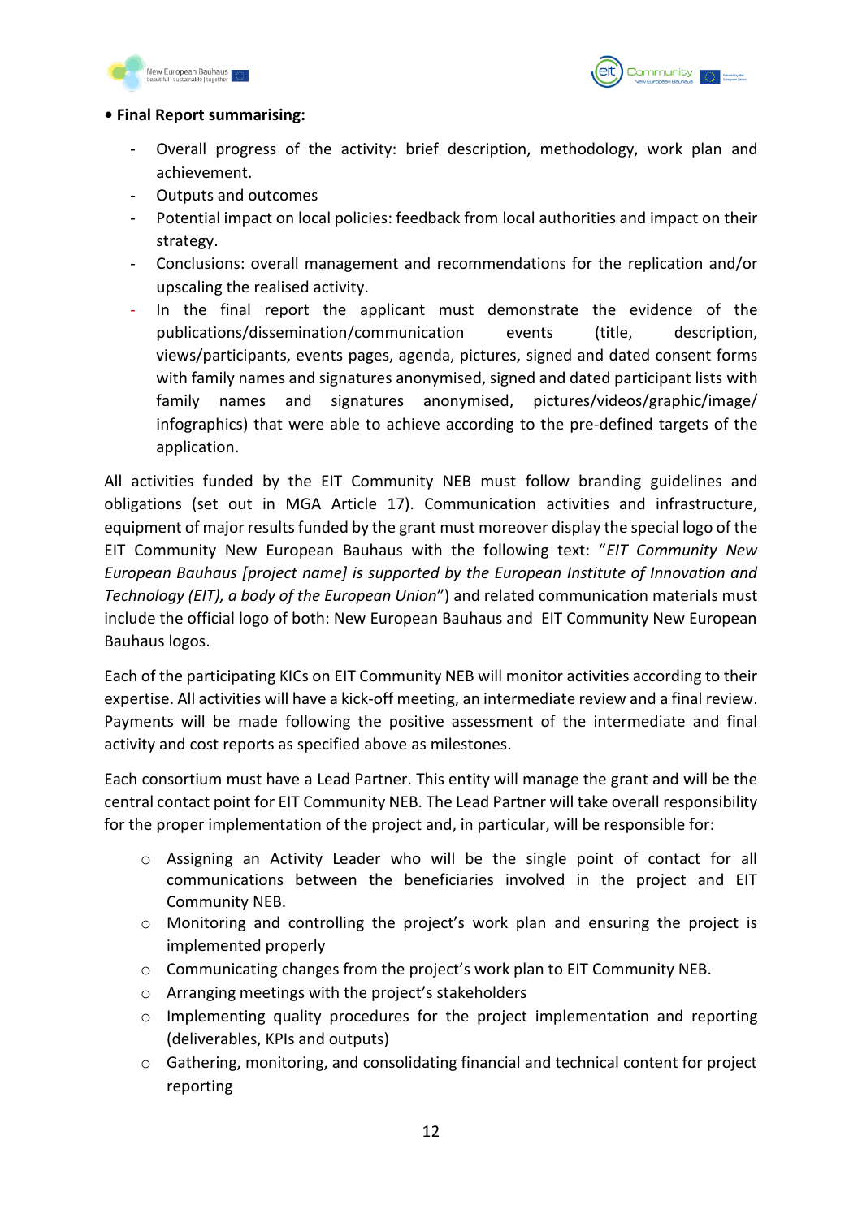- **Final Report summarising:**
  - Overall progress of the activity: brief description, methodology, work plan and achievement.
  - Outputs and outcomes
  - Potential impact on local policies: feedback from local authorities and impact on their strategy.
  - Conclusions: overall management and recommendations for the replication and/or upscaling the realised activity.
  - In the final report the applicant must demonstrate the evidence of the publications/dissemination/communication events (title, description, views/participants, events pages, agenda, pictures, signed and dated consent forms with family names and signatures anonymised, signed and dated participant lists with family names and signatures anonymised, pictures/videos/graphic/image/infographics) that were able to achieve according to the pre-defined targets of the application.

All activities funded by the EIT Community NEB must follow branding guidelines and obligations (set out in MGA Article 17). Communication activities and infrastructure, equipment of major results funded by the grant must moreover display the special logo of the EIT Community New European Bauhaus with the following text: "*EIT Community New European Bauhaus [project name] is supported by the European Institute of Innovation and Technology (EIT), a body of the European Union*") and related communication materials must include the official logo of both: New European Bauhaus and EIT Community New European Bauhaus logos.

Each of the participating KICs on EIT Community NEB will monitor activities according to their expertise. All activities will have a kick-off meeting, an intermediate review and a final review. Payments will be made following the positive assessment of the intermediate and final activity and cost reports as specified above as milestones.

Each consortium must have a Lead Partner. This entity will manage the grant and will be the central contact point for EIT Community NEB. The Lead Partner will take overall responsibility for the proper implementation of the project and, in particular, will be responsible for:

- Assigning an Activity Leader who will be the single point of contact for all communications between the beneficiaries involved in the project and EIT Community NEB.
- Monitoring and controlling the project's work plan and ensuring the project is implemented properly
- Communicating changes from the project's work plan to EIT Community NEB.
- Arranging meetings with the project's stakeholders
- Implementing quality procedures for the project implementation and reporting (deliverables, KPIs and outputs)
- Gathering, monitoring, and consolidating financial and technical content for project reporting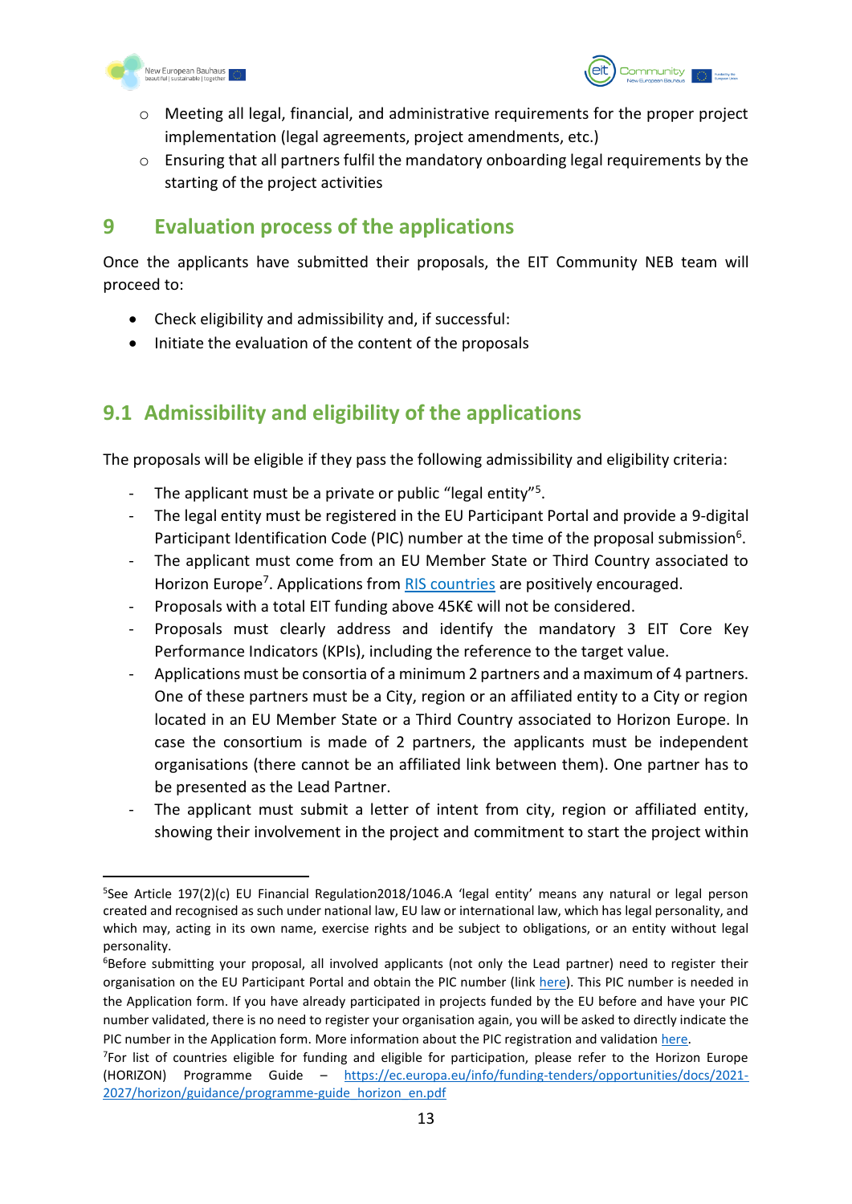- Meeting all legal, financial, and administrative requirements for the proper project implementation (legal agreements, project amendments, etc.)
- Ensuring that all partners fulfil the mandatory onboarding legal requirements by the starting of the project activities

# 9 Evaluation process of the applications

Once the applicants have submitted their proposals, the EIT Community NEB team will proceed to:

- Check eligibility and admissibility and, if successful:
- Initiate the evaluation of the content of the proposals

## 9.1 Admissibility and eligibility of the applications

The proposals will be eligible if they pass the following admissibility and eligibility criteria:

- The applicant must be a private or public "legal entity"[5].
- The legal entity must be registered in the EU Participant Portal and provide a 9-digital Participant Identification Code (PIC) number at the time of the proposal submission[6].
- The applicant must come from an EU Member State or Third Country associated to Horizon Europe[7]. Applications from [RIS countries] are positively encouraged.
- Proposals with a total EIT funding above 45K€ will not be considered.
- Proposals must clearly address and identify the mandatory 3 EIT Core Key Performance Indicators (KPIs), including the reference to the target value.
- Applications must be consortia of a minimum 2 partners and a maximum of 4 partners. One of these partners must be a City, region or an affiliated entity to a City or region located in an EU Member State or a Third Country associated to Horizon Europe. In case the consortium is made of 2 partners, the applicants must be independent organisations (there cannot be an affiliated link between them). One partner has to be presented as the Lead Partner.
- The applicant must submit a letter of intent from city, region or affiliated entity, showing their involvement in the project and commitment to start the project within

---

[5] See Article 197(2)(c) EU Financial Regulation2018/1046.A 'legal entity' means any natural or legal person created and recognised as such under national law, EU law or international law, which has legal personality, and which may, acting in its own name, exercise rights and be subject to obligations, or an entity without legal personality.

[6] Before submitting your proposal, all involved applicants (not only the Lead partner) need to register their organisation on the EU Participant Portal and obtain the PIC number (link here). This PIC number is needed in the Application form. If you have already participated in projects funded by the EU before and have your PIC number validated, there is no need to register your organisation again, you will be asked to directly indicate the PIC number in the Application form. More information about the PIC registration and validation here.

[7] For list of countries eligible for funding and eligible for participation, please refer to the Horizon Europe (HORIZON) Programme Guide – https://ec.europa.eu/info/funding-tenders/opportunities/docs/2021-2027/horizon/guidance/programme-guide_horizon_en.pdf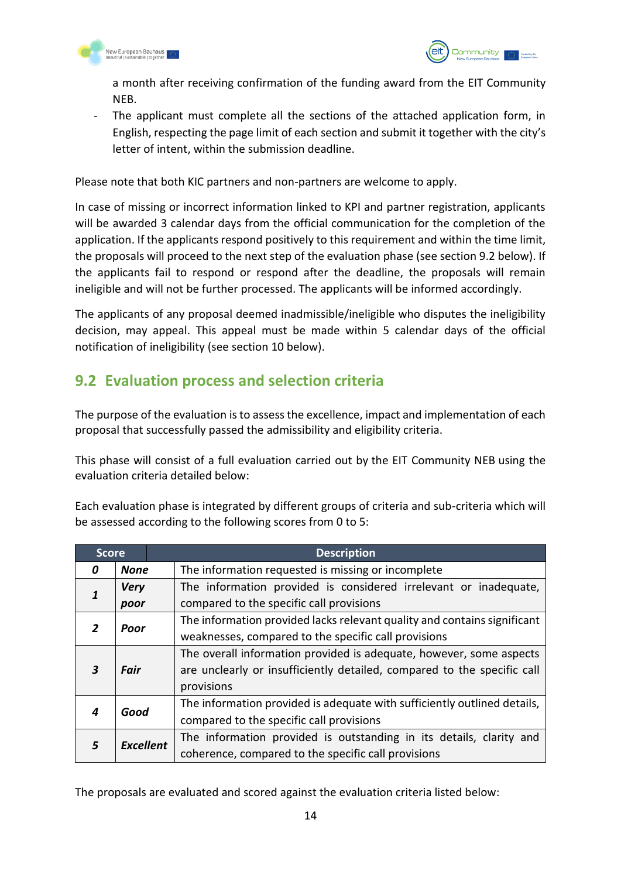a month after receiving confirmation of the funding award from the EIT Community NEB.

- The applicant must complete all the sections of the attached application form, in English, respecting the page limit of each section and submit it together with the city's letter of intent, within the submission deadline.

Please note that both KIC partners and non-partners are welcome to apply.

In case of missing or incorrect information linked to KPI and partner registration, applicants will be awarded 3 calendar days from the official communication for the completion of the application. If the applicants respond positively to this requirement and within the time limit, the proposals will proceed to the next step of the evaluation phase (see section 9.2 below). If the applicants fail to respond or respond after the deadline, the proposals will remain ineligible and will not be further processed. The applicants will be informed accordingly.

The applicants of any proposal deemed inadmissible/ineligible who disputes the ineligibility decision, may appeal. This appeal must be made within 5 calendar days of the official notification of ineligibility (see section 10 below).

## 9.2 Evaluation process and selection criteria

The purpose of the evaluation is to assess the excellence, impact and implementation of each proposal that successfully passed the admissibility and eligibility criteria.

This phase will consist of a full evaluation carried out by the EIT Community NEB using the evaluation criteria detailed below:

Each evaluation phase is integrated by different groups of criteria and sub-criteria which will be assessed according to the following scores from 0 to 5:

| Score | | Description |
|---|---|---|
| ***0*** | ***None*** | The information requested is missing or incomplete |
| ***1*** | ***Very poor*** | The information provided is considered irrelevant or inadequate, compared to the specific call provisions |
| ***2*** | ***Poor*** | The information provided lacks relevant quality and contains significant weaknesses, compared to the specific call provisions |
| ***3*** | ***Fair*** | The overall information provided is adequate, however, some aspects are unclearly or insufficiently detailed, compared to the specific call provisions |
| ***4*** | ***Good*** | The information provided is adequate with sufficiently outlined details, compared to the specific call provisions |
| ***5*** | ***Excellent*** | The information provided is outstanding in its details, clarity and coherence, compared to the specific call provisions |

The proposals are evaluated and scored against the evaluation criteria listed below: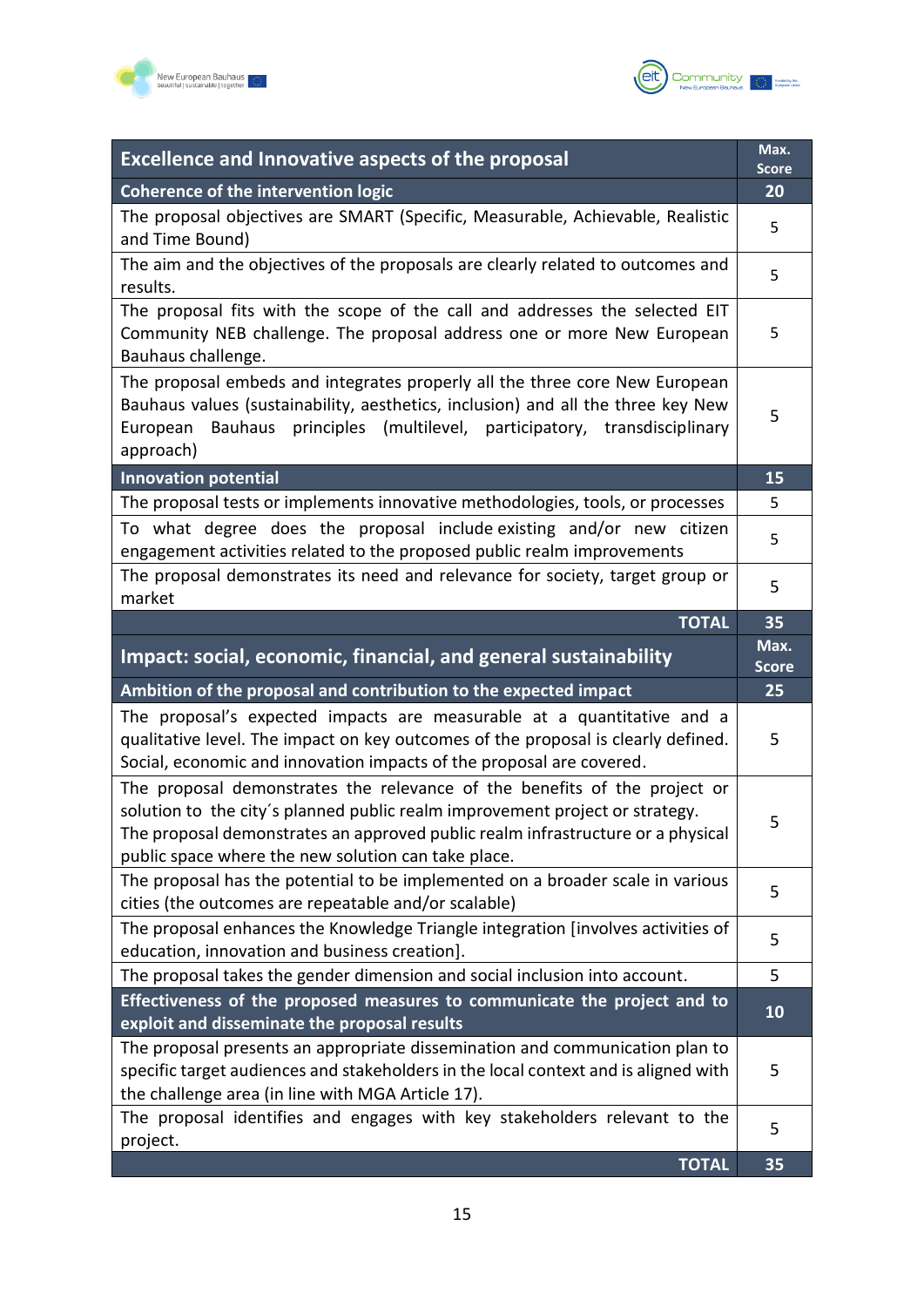| Excellence and Innovative aspects of the proposal | Max. Score |
|---|---|
| **Coherence of the intervention logic** | **20** |
| The proposal objectives are SMART (Specific, Measurable, Achievable, Realistic and Time Bound) | 5 |
| The aim and the objectives of the proposals are clearly related to outcomes and results. | 5 |
| The proposal fits with the scope of the call and addresses the selected EIT Community NEB challenge. The proposal address one or more New European Bauhaus challenge. | 5 |
| The proposal embeds and integrates properly all the three core New European Bauhaus values (sustainability, aesthetics, inclusion) and all the three key New European Bauhaus principles (multilevel, participatory, transdisciplinary approach) | 5 |
| **Innovation potential** | **15** |
| The proposal tests or implements innovative methodologies, tools, or processes | 5 |
| To what degree does the proposal include existing and/or new citizen engagement activities related to the proposed public realm improvements | 5 |
| The proposal demonstrates its need and relevance for society, target group or market | 5 |
| **TOTAL** | **35** |

| Impact: social, economic, financial, and general sustainability | Max. Score |
|---|---|
| **Ambition of the proposal and contribution to the expected impact** | **25** |
| The proposal's expected impacts are measurable at a quantitative and a qualitative level. The impact on key outcomes of the proposal is clearly defined. Social, economic and innovation impacts of the proposal are covered. | 5 |
| The proposal demonstrates the relevance of the benefits of the project or solution to the city´s planned public realm improvement project or strategy. The proposal demonstrates an approved public realm infrastructure or a physical public space where the new solution can take place. | 5 |
| The proposal has the potential to be implemented on a broader scale in various cities (the outcomes are repeatable and/or scalable) | 5 |
| The proposal enhances the Knowledge Triangle integration [involves activities of education, innovation and business creation]. | 5 |
| The proposal takes the gender dimension and social inclusion into account. | 5 |
| **Effectiveness of the proposed measures to communicate the project and to exploit and disseminate the proposal results** | **10** |
| The proposal presents an appropriate dissemination and communication plan to specific target audiences and stakeholders in the local context and is aligned with the challenge area (in line with MGA Article 17). | 5 |
| The proposal identifies and engages with key stakeholders relevant to the project. | 5 |
| **TOTAL** | **35** |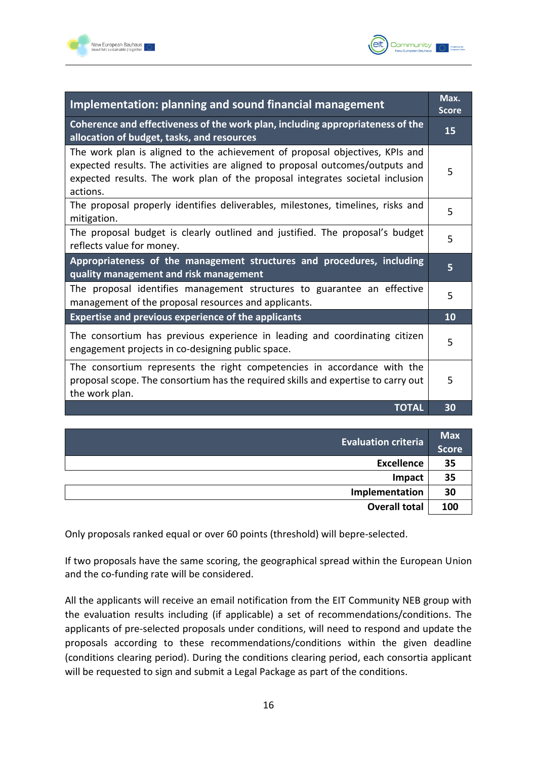| Implementation: planning and sound financial management | Max. Score |
|---|---|
| **Coherence and effectiveness of the work plan, including appropriateness of the allocation of budget, tasks, and resources** | **15** |
| The work plan is aligned to the achievement of proposal objectives, KPIs and expected results. The activities are aligned to proposal outcomes/outputs and expected results. The work plan of the proposal integrates societal inclusion actions. | 5 |
| The proposal properly identifies deliverables, milestones, timelines, risks and mitigation. | 5 |
| The proposal budget is clearly outlined and justified. The proposal's budget reflects value for money. | 5 |
| **Appropriateness of the management structures and procedures, including quality management and risk management** | **5** |
| The proposal identifies management structures to guarantee an effective management of the proposal resources and applicants. | 5 |
| **Expertise and previous experience of the applicants** | **10** |
| The consortium has previous experience in leading and coordinating citizen engagement projects in co-designing public space. | 5 |
| The consortium represents the right competencies in accordance with the proposal scope. The consortium has the required skills and expertise to carry out the work plan. | 5 |
| **TOTAL** | **30** |

| Evaluation criteria | Max Score |
|---|---|
| **Excellence** | **35** |
| **Impact** | **35** |
| **Implementation** | **30** |
| **Overall total** | **100** |

Only proposals ranked equal or over 60 points (threshold) will bepre-selected.

If two proposals have the same scoring, the geographical spread within the European Union and the co-funding rate will be considered.

All the applicants will receive an email notification from the EIT Community NEB group with the evaluation results including (if applicable) a set of recommendations/conditions. The applicants of pre-selected proposals under conditions, will need to respond and update the proposals according to these recommendations/conditions within the given deadline (conditions clearing period). During the conditions clearing period, each consortia applicant will be requested to sign and submit a Legal Package as part of the conditions.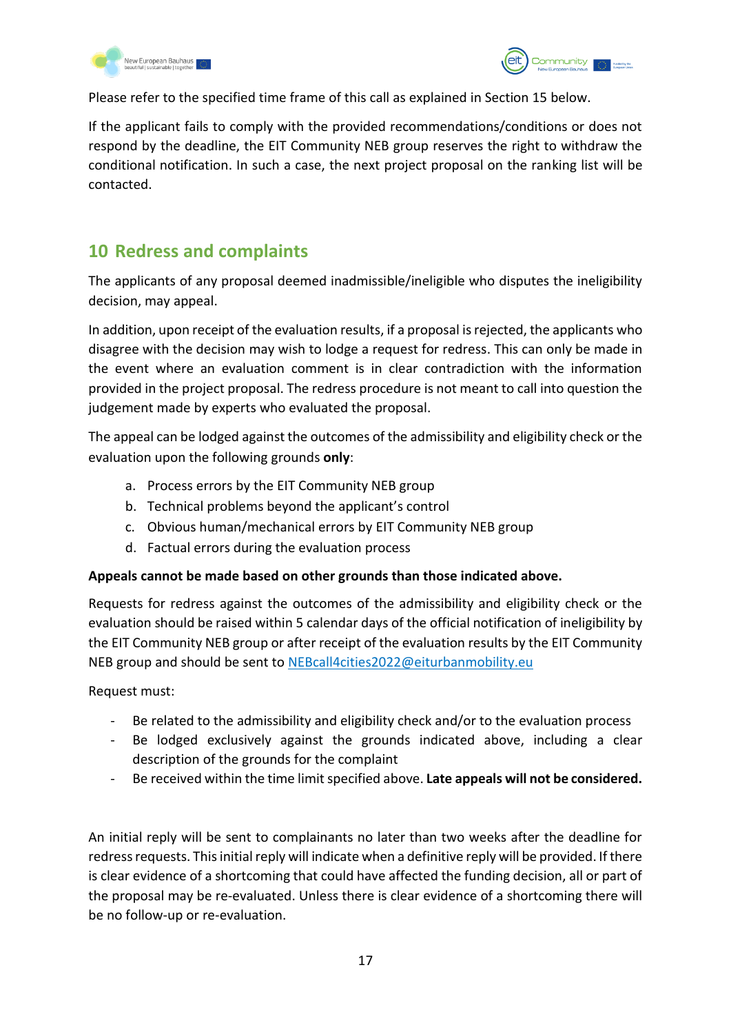Please refer to the specified time frame of this call as explained in Section 15 below.

If the applicant fails to comply with the provided recommendations/conditions or does not respond by the deadline, the EIT Community NEB group reserves the right to withdraw the conditional notification. In such a case, the next project proposal on the ranking list will be contacted.

## 10 Redress and complaints

The applicants of any proposal deemed inadmissible/ineligible who disputes the ineligibility decision, may appeal.

In addition, upon receipt of the evaluation results, if a proposal is rejected, the applicants who disagree with the decision may wish to lodge a request for redress. This can only be made in the event where an evaluation comment is in clear contradiction with the information provided in the project proposal. The redress procedure is not meant to call into question the judgement made by experts who evaluated the proposal.

The appeal can be lodged against the outcomes of the admissibility and eligibility check or the evaluation upon the following grounds **only**:

a. Process errors by the EIT Community NEB group
b. Technical problems beyond the applicant's control
c. Obvious human/mechanical errors by EIT Community NEB group
d. Factual errors during the evaluation process

**Appeals cannot be made based on other grounds than those indicated above.**

Requests for redress against the outcomes of the admissibility and eligibility check or the evaluation should be raised within 5 calendar days of the official notification of ineligibility by the EIT Community NEB group or after receipt of the evaluation results by the EIT Community NEB group and should be sent to NEBcall4cities2022@eiturbanmobility.eu

Request must:

- Be related to the admissibility and eligibility check and/or to the evaluation process
- Be lodged exclusively against the grounds indicated above, including a clear description of the grounds for the complaint
- Be received within the time limit specified above. **Late appeals will not be considered.**

An initial reply will be sent to complainants no later than two weeks after the deadline for redress requests. This initial reply will indicate when a definitive reply will be provided. If there is clear evidence of a shortcoming that could have affected the funding decision, all or part of the proposal may be re-evaluated. Unless there is clear evidence of a shortcoming there will be no follow-up or re-evaluation.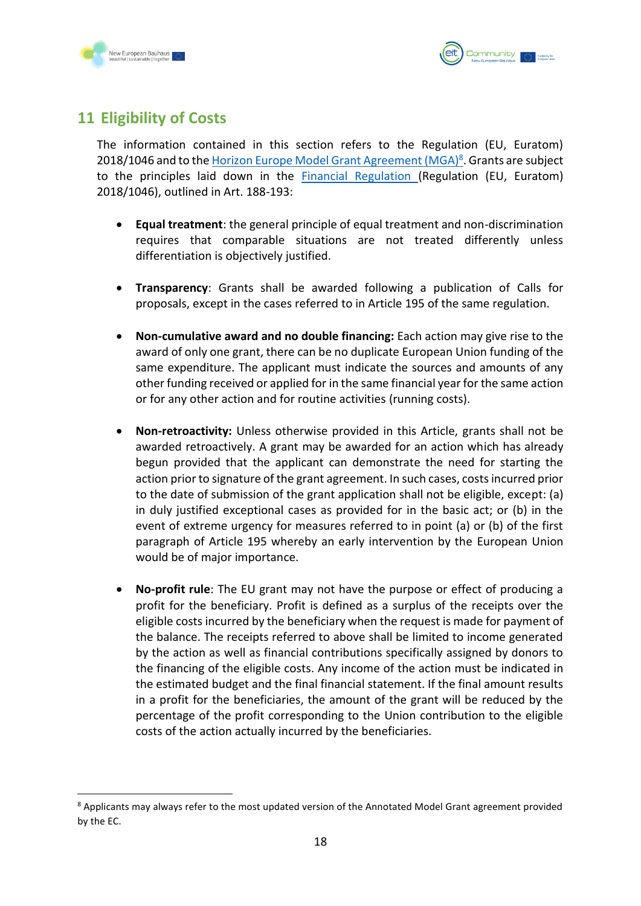## 11 Eligibility of Costs

The information contained in this section refers to the Regulation (EU, Euratom) 2018/1046 and to the Horizon Europe Model Grant Agreement (MGA)[8]. Grants are subject to the principles laid down in the Financial Regulation (Regulation (EU, Euratom) 2018/1046), outlined in Art. 188-193:

- **Equal treatment**: the general principle of equal treatment and non-discrimination requires that comparable situations are not treated differently unless differentiation is objectively justified.
- **Transparency**: Grants shall be awarded following a publication of Calls for proposals, except in the cases referred to in Article 195 of the same regulation.
- **Non-cumulative award and no double financing:** Each action may give rise to the award of only one grant, there can be no duplicate European Union funding of the same expenditure. The applicant must indicate the sources and amounts of any other funding received or applied for in the same financial year for the same action or for any other action and for routine activities (running costs).
- **Non-retroactivity:** Unless otherwise provided in this Article, grants shall not be awarded retroactively. A grant may be awarded for an action which has already begun provided that the applicant can demonstrate the need for starting the action prior to signature of the grant agreement. In such cases, costs incurred prior to the date of submission of the grant application shall not be eligible, except: (a) in duly justified exceptional cases as provided for in the basic act; or (b) in the event of extreme urgency for measures referred to in point (a) or (b) of the first paragraph of Article 195 whereby an early intervention by the European Union would be of major importance.
- **No-profit rule**: The EU grant may not have the purpose or effect of producing a profit for the beneficiary. Profit is defined as a surplus of the receipts over the eligible costs incurred by the beneficiary when the request is made for payment of the balance. The receipts referred to above shall be limited to income generated by the action as well as financial contributions specifically assigned by donors to the financing of the eligible costs. Any income of the action must be indicated in the estimated budget and the final financial statement. If the final amount results in a profit for the beneficiaries, the amount of the grant will be reduced by the percentage of the profit corresponding to the Union contribution to the eligible costs of the action actually incurred by the beneficiaries.

[8] Applicants may always refer to the most updated version of the Annotated Model Grant agreement provided by the EC.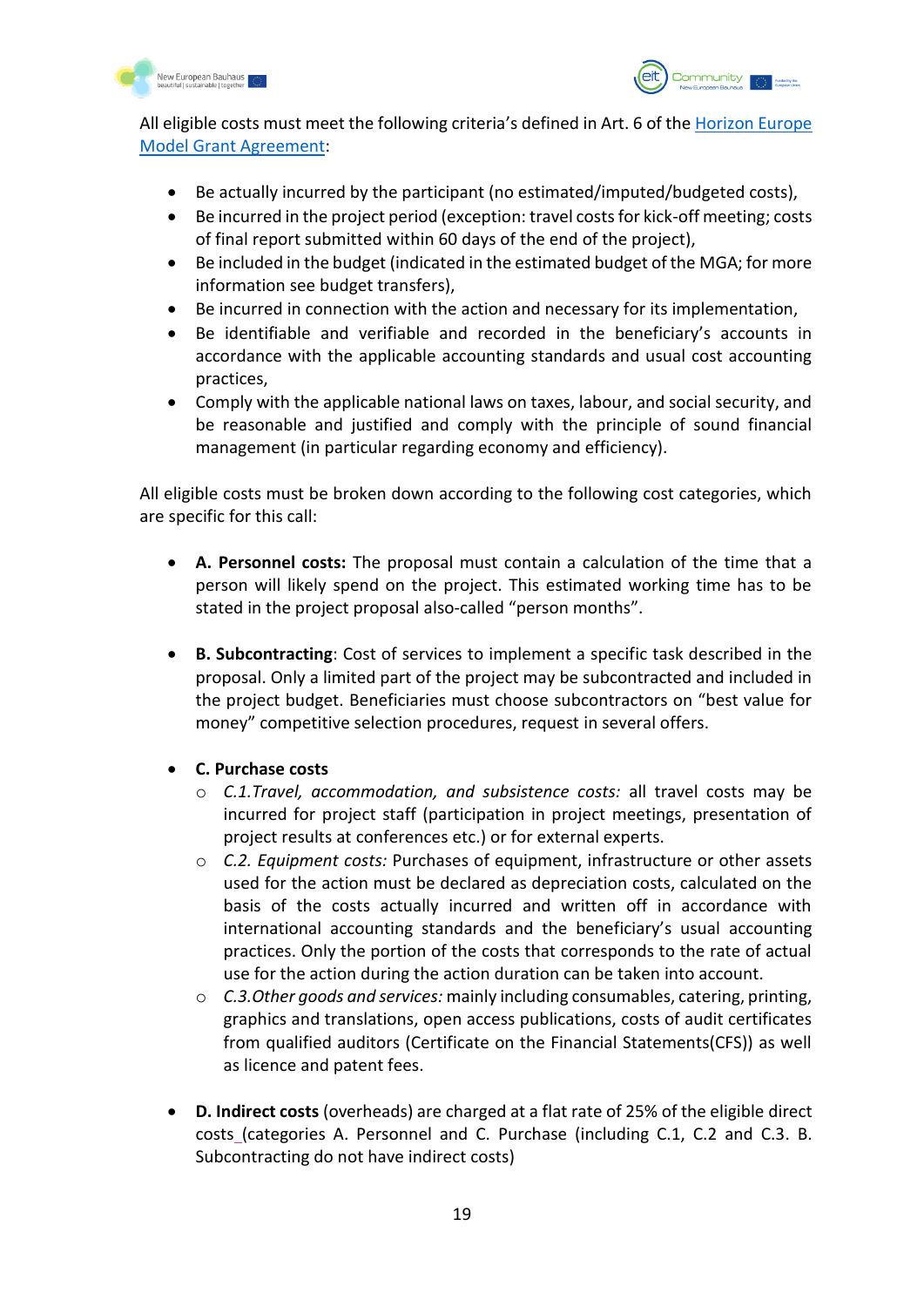All eligible costs must meet the following criteria's defined in Art. 6 of the [Horizon Europe Model Grant Agreement]:

- Be actually incurred by the participant (no estimated/imputed/budgeted costs),
- Be incurred in the project period (exception: travel costs for kick-off meeting; costs of final report submitted within 60 days of the end of the project),
- Be included in the budget (indicated in the estimated budget of the MGA; for more information see budget transfers),
- Be incurred in connection with the action and necessary for its implementation,
- Be identifiable and verifiable and recorded in the beneficiary's accounts in accordance with the applicable accounting standards and usual cost accounting practices,
- Comply with the applicable national laws on taxes, labour, and social security, and be reasonable and justified and comply with the principle of sound financial management (in particular regarding economy and efficiency).

All eligible costs must be broken down according to the following cost categories, which are specific for this call:

- **A. Personnel costs:** The proposal must contain a calculation of the time that a person will likely spend on the project. This estimated working time has to be stated in the project proposal also-called "person months".

- **B. Subcontracting**: Cost of services to implement a specific task described in the proposal. Only a limited part of the project may be subcontracted and included in the project budget. Beneficiaries must choose subcontractors on "best value for money" competitive selection procedures, request in several offers.

- **C. Purchase costs**
  - *C.1.Travel, accommodation, and subsistence costs:* all travel costs may be incurred for project staff (participation in project meetings, presentation of project results at conferences etc.) or for external experts.
  - *C.2. Equipment costs:* Purchases of equipment, infrastructure or other assets used for the action must be declared as depreciation costs, calculated on the basis of the costs actually incurred and written off in accordance with international accounting standards and the beneficiary's usual accounting practices. Only the portion of the costs that corresponds to the rate of actual use for the action during the action duration can be taken into account.
  - *C.3.Other goods and services:* mainly including consumables, catering, printing, graphics and translations, open access publications, costs of audit certificates from qualified auditors (Certificate on the Financial Statements(CFS)) as well as licence and patent fees.

- **D. Indirect costs** (overheads) are charged at a flat rate of 25% of the eligible direct costs_(categories A. Personnel and C. Purchase (including C.1, C.2 and C.3. B. Subcontracting do not have indirect costs)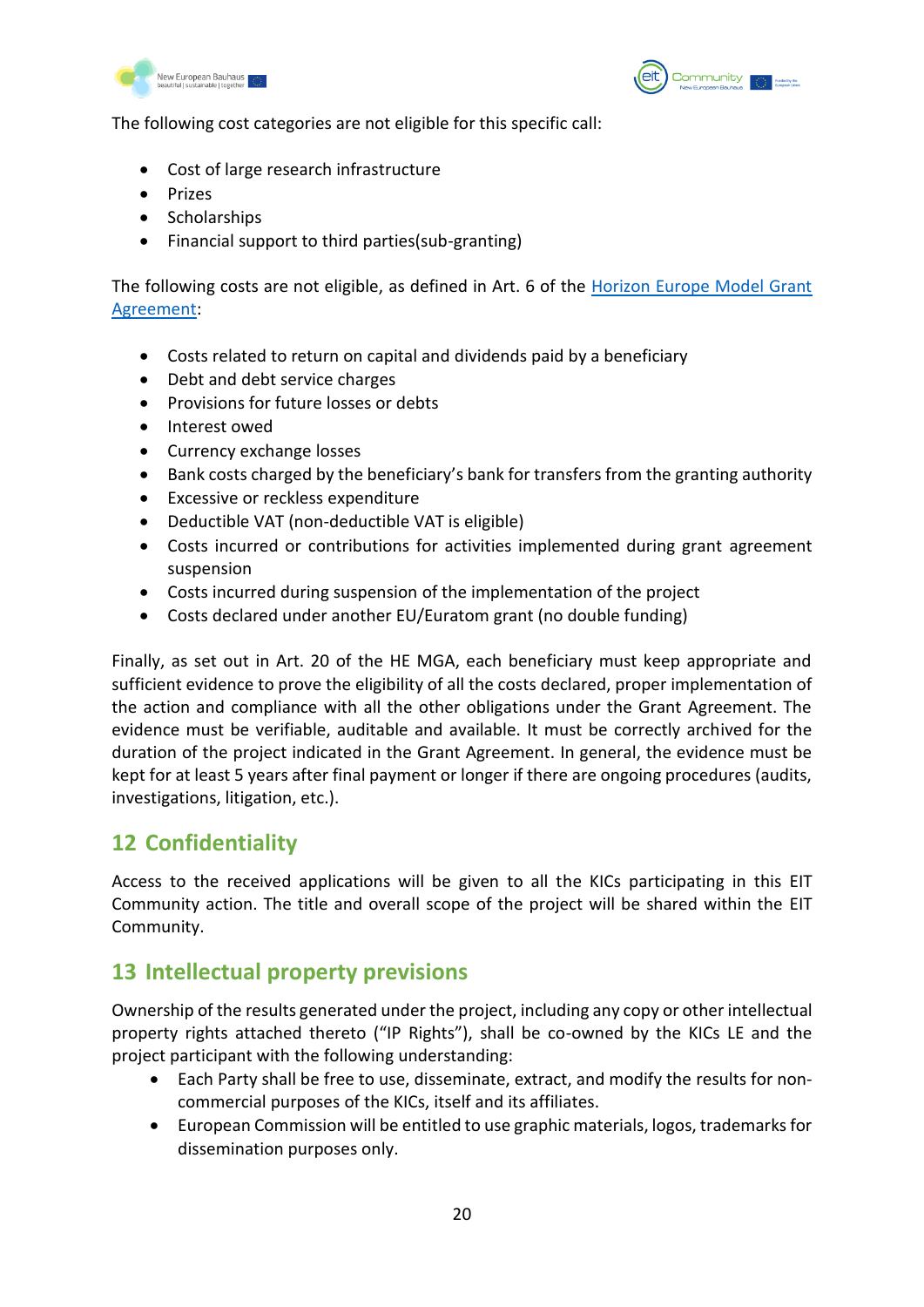The following cost categories are not eligible for this specific call:

- Cost of large research infrastructure
- Prizes
- Scholarships
- Financial support to third parties(sub-granting)

The following costs are not eligible, as defined in Art. 6 of the [Horizon Europe Model Grant Agreement]:

- Costs related to return on capital and dividends paid by a beneficiary
- Debt and debt service charges
- Provisions for future losses or debts
- Interest owed
- Currency exchange losses
- Bank costs charged by the beneficiary's bank for transfers from the granting authority
- Excessive or reckless expenditure
- Deductible VAT (non-deductible VAT is eligible)
- Costs incurred or contributions for activities implemented during grant agreement suspension
- Costs incurred during suspension of the implementation of the project
- Costs declared under another EU/Euratom grant (no double funding)

Finally, as set out in Art. 20 of the HE MGA, each beneficiary must keep appropriate and sufficient evidence to prove the eligibility of all the costs declared, proper implementation of the action and compliance with all the other obligations under the Grant Agreement. The evidence must be verifiable, auditable and available. It must be correctly archived for the duration of the project indicated in the Grant Agreement. In general, the evidence must be kept for at least 5 years after final payment or longer if there are ongoing procedures (audits, investigations, litigation, etc.).

## 12 Confidentiality

Access to the received applications will be given to all the KICs participating in this EIT Community action. The title and overall scope of the project will be shared within the EIT Community.

## 13 Intellectual property previsions

Ownership of the results generated under the project, including any copy or other intellectual property rights attached thereto ("IP Rights"), shall be co-owned by the KICs LE and the project participant with the following understanding:

- Each Party shall be free to use, disseminate, extract, and modify the results for non-commercial purposes of the KICs, itself and its affiliates.
- European Commission will be entitled to use graphic materials, logos, trademarks for dissemination purposes only.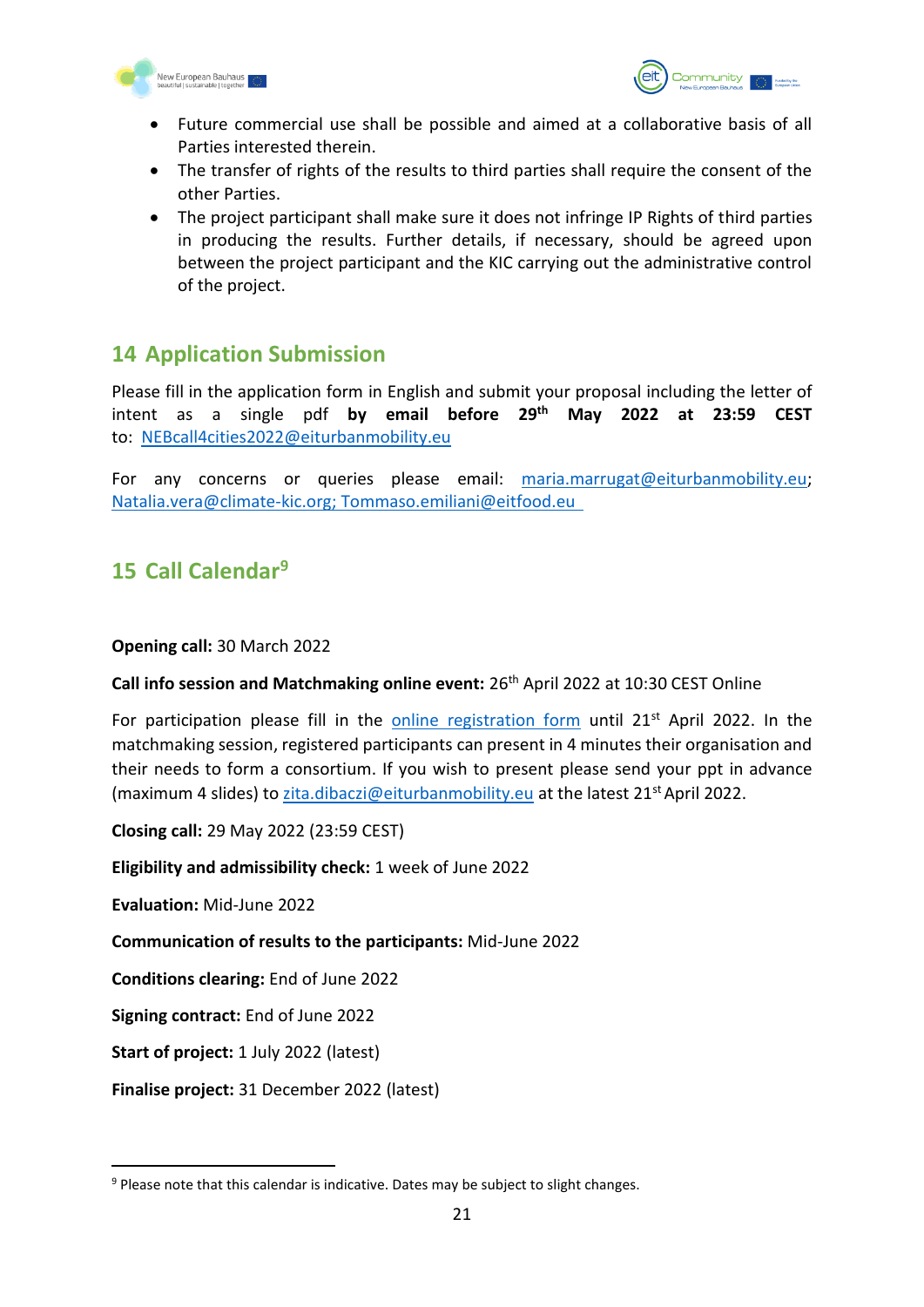- Future commercial use shall be possible and aimed at a collaborative basis of all Parties interested therein.
- The transfer of rights of the results to third parties shall require the consent of the other Parties.
- The project participant shall make sure it does not infringe IP Rights of third parties in producing the results. Further details, if necessary, should be agreed upon between the project participant and the KIC carrying out the administrative control of the project.

## 14 Application Submission

Please fill in the application form in English and submit your proposal including the letter of intent as a single pdf **by email before 29th May 2022 at 23:59 CEST** to: NEBcall4cities2022@eiturbanmobility.eu

For any concerns or queries please email: maria.marrugat@eiturbanmobility.eu; Natalia.vera@climate-kic.org; Tommaso.emiliani@eitfood.eu

## 15 Call Calendar[9]

**Opening call:** 30 March 2022

**Call info session and Matchmaking online event:** 26th April 2022 at 10:30 CEST Online

For participation please fill in the online registration form until 21st April 2022. In the matchmaking session, registered participants can present in 4 minutes their organisation and their needs to form a consortium. If you wish to present please send your ppt in advance (maximum 4 slides) to zita.dibaczi@eiturbanmobility.eu at the latest 21st April 2022.

**Closing call:** 29 May 2022 (23:59 CEST)

**Eligibility and admissibility check:** 1 week of June 2022

**Evaluation:** Mid-June 2022

**Communication of results to the participants:** Mid-June 2022

**Conditions clearing:** End of June 2022

**Signing contract:** End of June 2022

**Start of project:** 1 July 2022 (latest)

**Finalise project:** 31 December 2022 (latest)

[9] Please note that this calendar is indicative. Dates may be subject to slight changes.